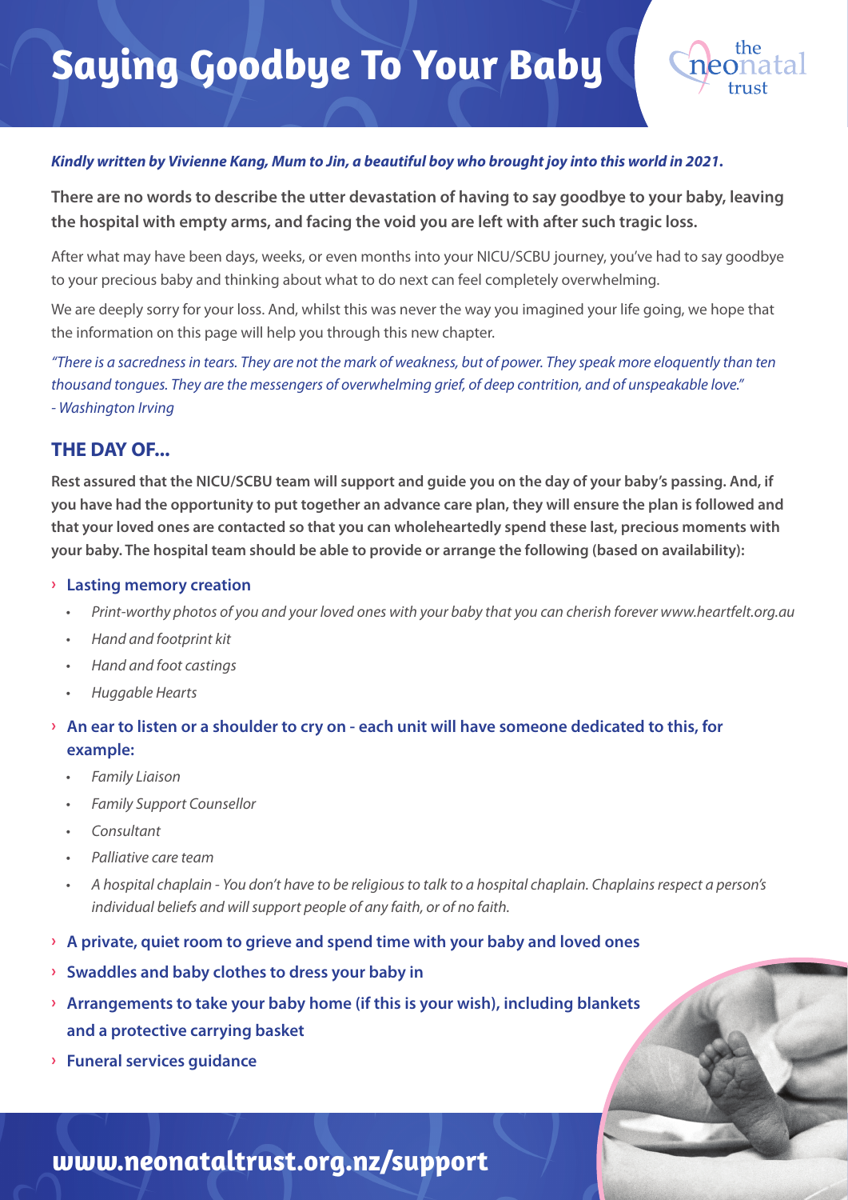# Saying Goodbye To Your Baby

***Kindly written by Vivienne Kang, Mum to Jin, a beautiful boy who brought joy into this world in 2021.***

**There are no words to describe the utter devastation of having to say goodbye to your baby, leaving the hospital with empty arms, and facing the void you are left with after such tragic loss.**

After what may have been days, weeks, or even months into your NICU/SCBU journey, you've had to say goodbye to your precious baby and thinking about what to do next can feel completely overwhelming.

We are deeply sorry for your loss. And, whilst this was never the way you imagined your life going, we hope that the information on this page will help you through this new chapter.

*"There is a sacredness in tears. They are not the mark of weakness, but of power. They speak more eloquently than ten thousand tongues. They are the messengers of overwhelming grief, of deep contrition, and of unspeakable love."*
*- Washington Irving*

## THE DAY OF...

**Rest assured that the NICU/SCBU team will support and guide you on the day of your baby's passing. And, if you have had the opportunity to put together an advance care plan, they will ensure the plan is followed and that your loved ones are contacted so that you can wholeheartedly spend these last, precious moments with your baby. The hospital team should be able to provide or arrange the following (based on availability):**

- **Lasting memory creation**
  - *Print-worthy photos of you and your loved ones with your baby that you can cherish forever www.heartfelt.org.au*
  - *Hand and footprint kit*
  - *Hand and foot castings*
  - *Huggable Hearts*
- **An ear to listen or a shoulder to cry on - each unit will have someone dedicated to this, for example:**
  - *Family Liaison*
  - *Family Support Counsellor*
  - *Consultant*
  - *Palliative care team*
  - *A hospital chaplain - You don't have to be religious to talk to a hospital chaplain. Chaplains respect a person's individual beliefs and will support people of any faith, or of no faith.*
- **A private, quiet room to grieve and spend time with your baby and loved ones**
- **Swaddles and baby clothes to dress your baby in**
- **Arrangements to take your baby home (if this is your wish), including blankets and a protective carrying basket**
- **Funeral services guidance**

**www.neonataltrust.org.nz/support**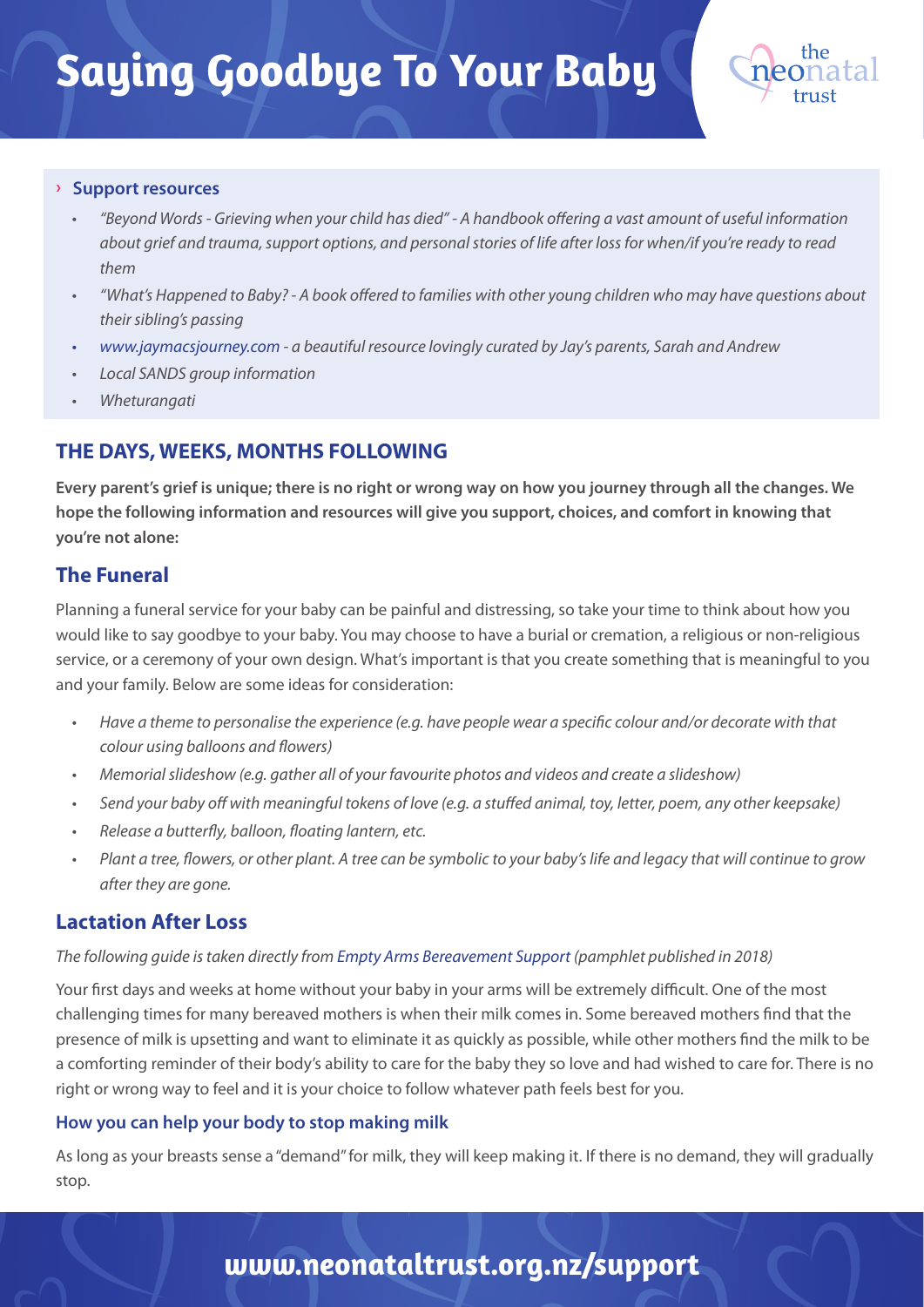# Saying Goodbye To Your Baby

### › Support resources

- *"Beyond Words - Grieving when your child has died" - A handbook offering a vast amount of useful information about grief and trauma, support options, and personal stories of life after loss for when/if you're ready to read them*
- *"What's Happened to Baby? - A book offered to families with other young children who may have questions about their sibling's passing*
- *www.jaymacsjourney.com - a beautiful resource lovingly curated by Jay's parents, Sarah and Andrew*
- *Local SANDS group information*
- *Wheturangati*

## THE DAYS, WEEKS, MONTHS FOLLOWING

**Every parent's grief is unique; there is no right or wrong way on how you journey through all the changes. We hope the following information and resources will give you support, choices, and comfort in knowing that you're not alone:**

## The Funeral

Planning a funeral service for your baby can be painful and distressing, so take your time to think about how you would like to say goodbye to your baby. You may choose to have a burial or cremation, a religious or non-religious service, or a ceremony of your own design. What's important is that you create something that is meaningful to you and your family. Below are some ideas for consideration:

- *Have a theme to personalise the experience (e.g. have people wear a specific colour and/or decorate with that colour using balloons and flowers)*
- *Memorial slideshow (e.g. gather all of your favourite photos and videos and create a slideshow)*
- *Send your baby off with meaningful tokens of love (e.g. a stuffed animal, toy, letter, poem, any other keepsake)*
- *Release a butterfly, balloon, floating lantern, etc.*
- *Plant a tree, flowers, or other plant. A tree can be symbolic to your baby's life and legacy that will continue to grow after they are gone.*

## Lactation After Loss

*The following guide is taken directly from Empty Arms Bereavement Support (pamphlet published in 2018)*

Your first days and weeks at home without your baby in your arms will be extremely difficult. One of the most challenging times for many bereaved mothers is when their milk comes in. Some bereaved mothers find that the presence of milk is upsetting and want to eliminate it as quickly as possible, while other mothers find the milk to be a comforting reminder of their body's ability to care for the baby they so love and had wished to care for. There is no right or wrong way to feel and it is your choice to follow whatever path feels best for you.

### How you can help your body to stop making milk

As long as your breasts sense a "demand" for milk, they will keep making it. If there is no demand, they will gradually stop.

**www.neonataltrust.org.nz/support**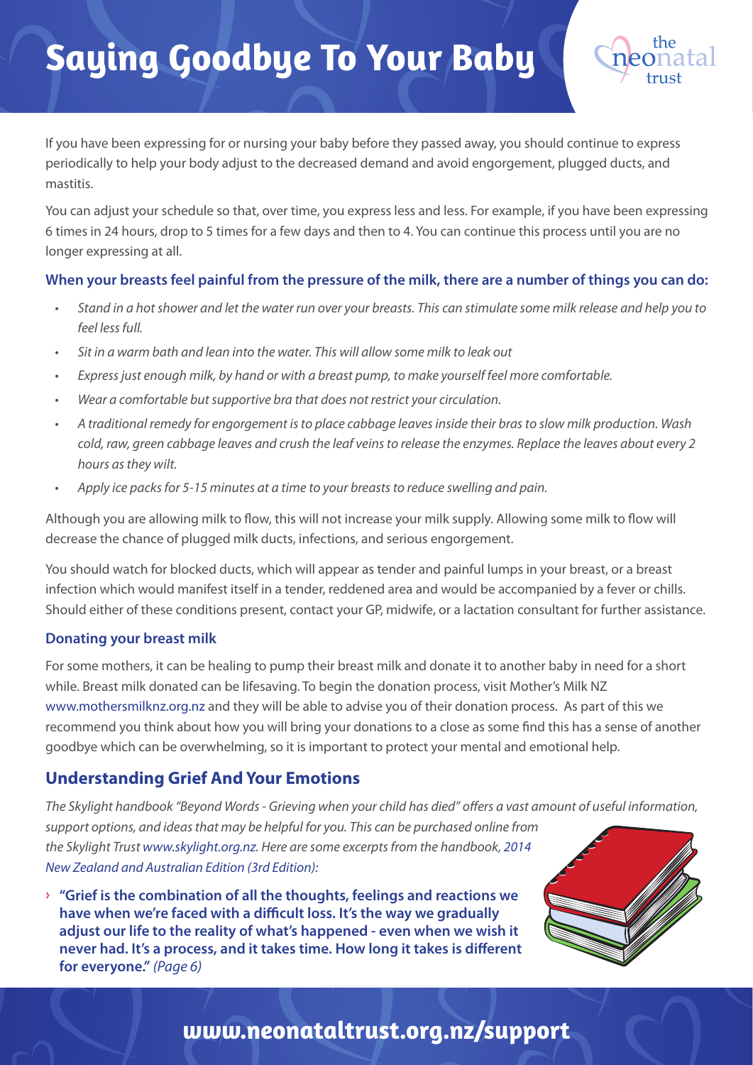# Saying Goodbye To Your Baby

If you have been expressing for or nursing your baby before they passed away, you should continue to express periodically to help your body adjust to the decreased demand and avoid engorgement, plugged ducts, and mastitis.

You can adjust your schedule so that, over time, you express less and less. For example, if you have been expressing 6 times in 24 hours, drop to 5 times for a few days and then to 4. You can continue this process until you are no longer expressing at all.

**When your breasts feel painful from the pressure of the milk, there are a number of things you can do:**

- *Stand in a hot shower and let the water run over your breasts. This can stimulate some milk release and help you to feel less full.*
- *Sit in a warm bath and lean into the water. This will allow some milk to leak out*
- *Express just enough milk, by hand or with a breast pump, to make yourself feel more comfortable.*
- *Wear a comfortable but supportive bra that does not restrict your circulation.*
- *A traditional remedy for engorgement is to place cabbage leaves inside their bras to slow milk production. Wash cold, raw, green cabbage leaves and crush the leaf veins to release the enzymes. Replace the leaves about every 2 hours as they wilt.*
- *Apply ice packs for 5-15 minutes at a time to your breasts to reduce swelling and pain.*

Although you are allowing milk to flow, this will not increase your milk supply. Allowing some milk to flow will decrease the chance of plugged milk ducts, infections, and serious engorgement.

You should watch for blocked ducts, which will appear as tender and painful lumps in your breast, or a breast infection which would manifest itself in a tender, reddened area and would be accompanied by a fever or chills. Should either of these conditions present, contact your GP, midwife, or a lactation consultant for further assistance.

### Donating your breast milk

For some mothers, it can be healing to pump their breast milk and donate it to another baby in need for a short while. Breast milk donated can be lifesaving. To begin the donation process, visit Mother's Milk NZ www.mothersmilknz.org.nz and they will be able to advise you of their donation process. As part of this we recommend you think about how you will bring your donations to a close as some find this has a sense of another goodbye which can be overwhelming, so it is important to protect your mental and emotional help.

## Understanding Grief And Your Emotions

*The Skylight handbook "Beyond Words - Grieving when your child has died" offers a vast amount of useful information, support options, and ideas that may be helpful for you. This can be purchased online from the Skylight Trust www.skylight.org.nz. Here are some excerpts from the handbook, 2014 New Zealand and Australian Edition (3rd Edition):*

› **"Grief is the combination of all the thoughts, feelings and reactions we have when we're faced with a difficult loss. It's the way we gradually adjust our life to the reality of what's happened - even when we wish it never had. It's a process, and it takes time. How long it takes is different for everyone."** *(Page 6)*

**www.neonataltrust.org.nz/support**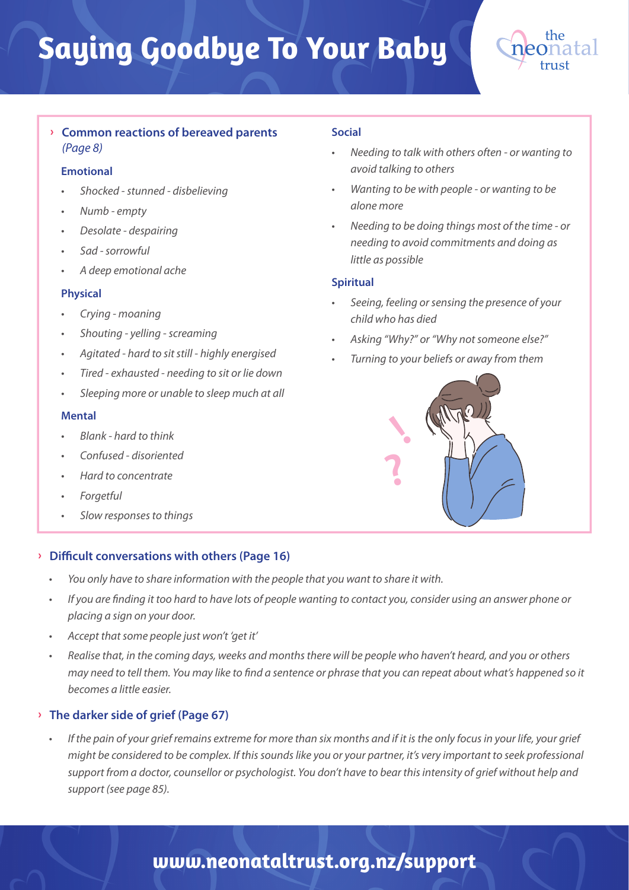# Saying Goodbye To Your Baby

## › Common reactions of bereaved parents *(Page 8)*

### Emotional

- *Shocked - stunned - disbelieving*
- *Numb - empty*
- *Desolate - despairing*
- *Sad - sorrowful*
- *A deep emotional ache*

### Physical

- *Crying - moaning*
- *Shouting - yelling - screaming*
- *Agitated - hard to sit still - highly energised*
- *Tired - exhausted - needing to sit or lie down*
- *Sleeping more or unable to sleep much at all*

### Mental

- *Blank - hard to think*
- *Confused - disoriented*
- *Hard to concentrate*
- *Forgetful*
- *Slow responses to things*

### Social

- *Needing to talk with others often - or wanting to avoid talking to others*
- *Wanting to be with people - or wanting to be alone more*
- *Needing to be doing things most of the time - or needing to avoid commitments and doing as little as possible*

### Spiritual

- *Seeing, feeling or sensing the presence of your child who has died*
- *Asking "Why?" or "Why not someone else?"*
- *Turning to your beliefs or away from them*

## › Difficult conversations with others (Page 16)

- *You only have to share information with the people that you want to share it with.*
- *If you are finding it too hard to have lots of people wanting to contact you, consider using an answer phone or placing a sign on your door.*
- *Accept that some people just won't 'get it'*
- *Realise that, in the coming days, weeks and months there will be people who haven't heard, and you or others may need to tell them. You may like to find a sentence or phrase that you can repeat about what's happened so it becomes a little easier.*

## › The darker side of grief (Page 67)

- *If the pain of your grief remains extreme for more than six months and if it is the only focus in your life, your grief might be considered to be complex. If this sounds like you or your partner, it's very important to seek professional support from a doctor, counsellor or psychologist. You don't have to bear this intensity of grief without help and support (see page 85).*

**www.neonataltrust.org.nz/support**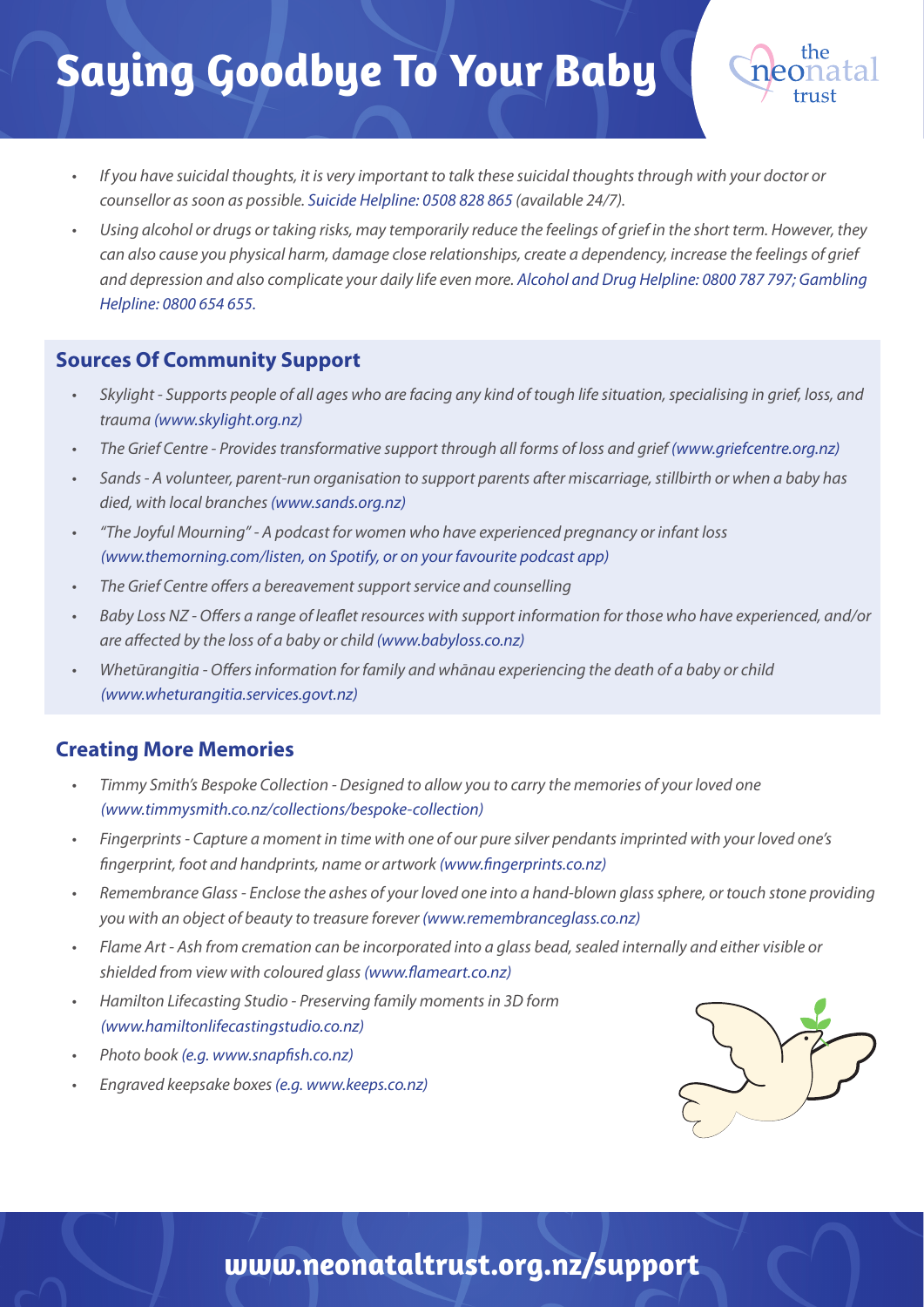# Saying Goodbye To Your Baby

- *If you have suicidal thoughts, it is very important to talk these suicidal thoughts through with your doctor or counsellor as soon as possible. Suicide Helpline: 0508 828 865 (available 24/7).*
- *Using alcohol or drugs or taking risks, may temporarily reduce the feelings of grief in the short term. However, they can also cause you physical harm, damage close relationships, create a dependency, increase the feelings of grief and depression and also complicate your daily life even more. Alcohol and Drug Helpline: 0800 787 797; Gambling Helpline: 0800 654 655.*

## Sources Of Community Support

- *Skylight - Supports people of all ages who are facing any kind of tough life situation, specialising in grief, loss, and trauma (www.skylight.org.nz)*
- *The Grief Centre - Provides transformative support through all forms of loss and grief (www.griefcentre.org.nz)*
- *Sands - A volunteer, parent-run organisation to support parents after miscarriage, stillbirth or when a baby has died, with local branches (www.sands.org.nz)*
- *"The Joyful Mourning" - A podcast for women who have experienced pregnancy or infant loss (www.themorning.com/listen, on Spotify, or on your favourite podcast app)*
- *The Grief Centre offers a bereavement support service and counselling*
- *Baby Loss NZ - Offers a range of leaflet resources with support information for those who have experienced, and/or are affected by the loss of a baby or child (www.babyloss.co.nz)*
- *Whetūrangitia - Offers information for family and whānau experiencing the death of a baby or child (www.wheturangitia.services.govt.nz)*

## Creating More Memories

- *Timmy Smith's Bespoke Collection - Designed to allow you to carry the memories of your loved one (www.timmysmith.co.nz/collections/bespoke-collection)*
- *Fingerprints - Capture a moment in time with one of our pure silver pendants imprinted with your loved one's fingerprint, foot and handprints, name or artwork (www.fingerprints.co.nz)*
- *Remembrance Glass - Enclose the ashes of your loved one into a hand-blown glass sphere, or touch stone providing you with an object of beauty to treasure forever (www.remembranceglass.co.nz)*
- *Flame Art - Ash from cremation can be incorporated into a glass bead, sealed internally and either visible or shielded from view with coloured glass (www.flameart.co.nz)*
- *Hamilton Lifecasting Studio - Preserving family moments in 3D form (www.hamiltonlifecastingstudio.co.nz)*
- *Photo book (e.g. www.snapfish.co.nz)*
- *Engraved keepsake boxes (e.g. www.keeps.co.nz)*

**www.neonataltrust.org.nz/support**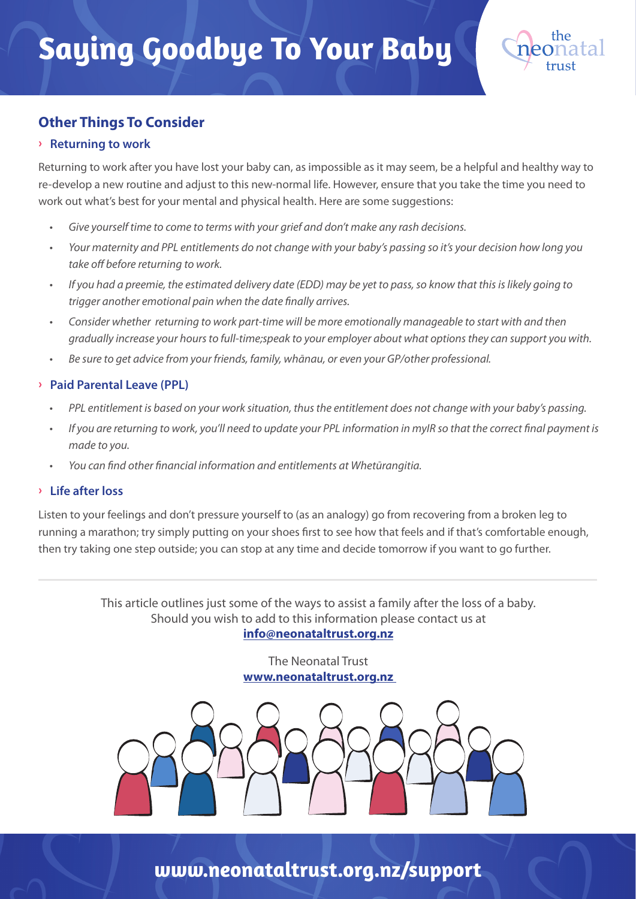# Saying Goodbye To Your Baby

## Other Things To Consider

### › Returning to work

Returning to work after you have lost your baby can, as impossible as it may seem, be a helpful and healthy way to re-develop a new routine and adjust to this new-normal life. However, ensure that you take the time you need to work out what's best for your mental and physical health. Here are some suggestions:

- *Give yourself time to come to terms with your grief and don't make any rash decisions.*
- *Your maternity and PPL entitlements do not change with your baby's passing so it's your decision how long you take off before returning to work.*
- *If you had a preemie, the estimated delivery date (EDD) may be yet to pass, so know that this is likely going to trigger another emotional pain when the date finally arrives.*
- *Consider whether returning to work part-time will be more emotionally manageable to start with and then gradually increase your hours to full-time;speak to your employer about what options they can support you with.*
- *Be sure to get advice from your friends, family, whānau, or even your GP/other professional.*

### › Paid Parental Leave (PPL)

- *PPL entitlement is based on your work situation, thus the entitlement does not change with your baby's passing.*
- *If you are returning to work, you'll need to update your PPL information in myIR so that the correct final payment is made to you.*
- *You can find other financial information and entitlements at Whetūrangitia.*

### › Life after loss

Listen to your feelings and don't pressure yourself to (as an analogy) go from recovering from a broken leg to running a marathon; try simply putting on your shoes first to see how that feels and if that's comfortable enough, then try taking one step outside; you can stop at any time and decide tomorrow if you want to go further.

---

This article outlines just some of the ways to assist a family after the loss of a baby.
Should you wish to add to this information please contact us at
**info@neonataltrust.org.nz**

The Neonatal Trust
**www.neonataltrust.org.nz**

**www.neonataltrust.org.nz/support**